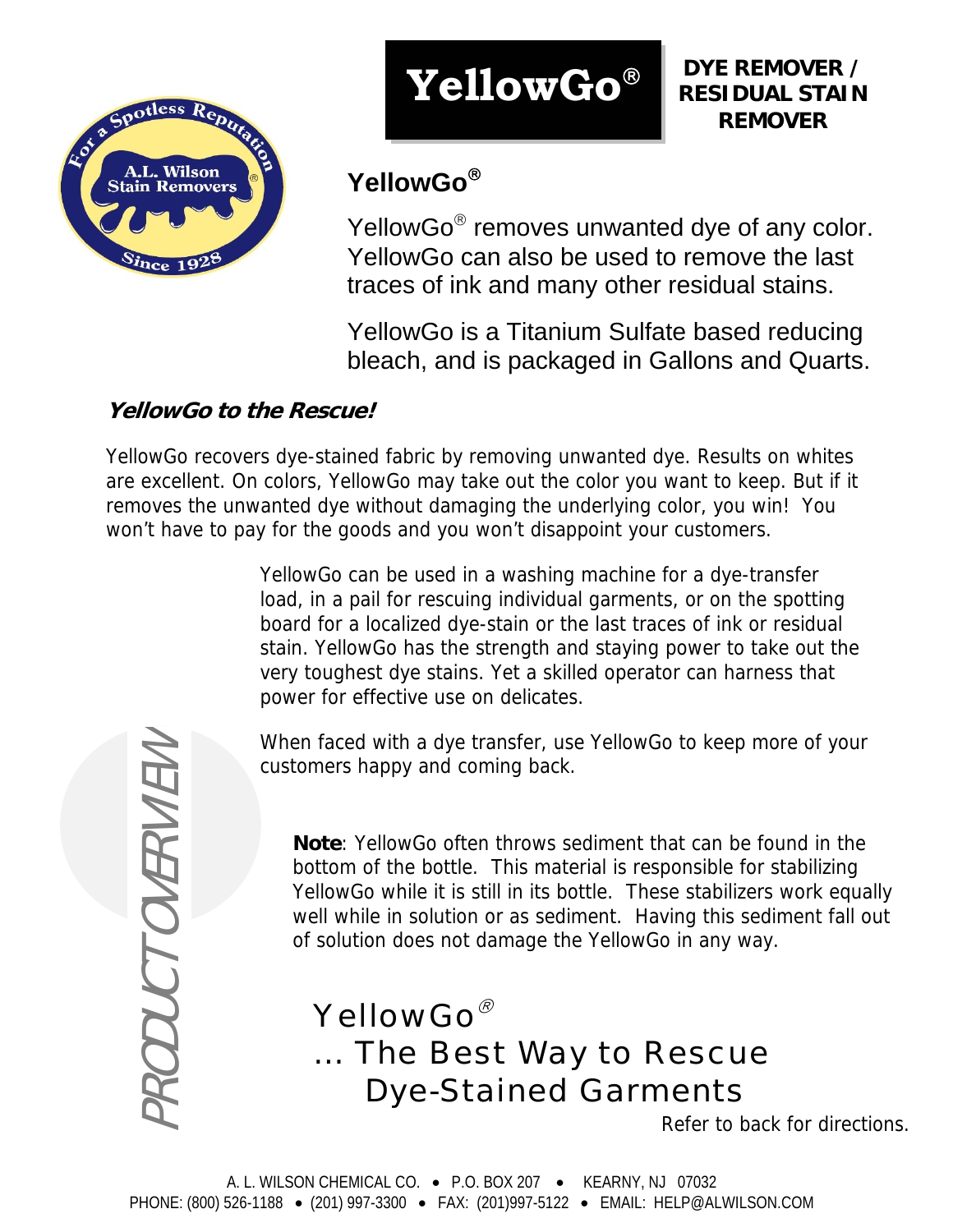# YellowGo®

**DYE REMOVER / RESIDUAL STAIN REMOVER**

## YellowGo®

YellowGo® removes unwanted dye of any color. YellowGo can also be used to remove the last traces of ink and many other residual stains.

YellowGo is a Titanium Sulfate based reducing bleach, and is packaged in Gallons and Quarts.

### *YellowGo to the Rescue!*

YellowGo recovers dye-stained fabric by removing unwanted dye. Results on whites are excellent. On colors, YellowGo may take out the color you want to keep. But if it removes the unwanted dye without damaging the underlying color, you win! You won't have to pay for the goods and you won't disappoint your customers.

YellowGo can be used in a washing machine for a dye-transfer load, in a pail for rescuing individual garments, or on the spotting board for a localized dye-stain or the last traces of ink or residual stain. YellowGo has the strength and staying power to take out the very toughest dye stains. Yet a skilled operator can harness that power for effective use on delicates.

When faced with a dye transfer, use YellowGo to keep more of your customers happy and coming back.

PRODUCT OVERVIEW

**Note**: YellowGo often throws sediment that can be found in the bottom of the bottle. This material is responsible for stabilizing YellowGo while it is still in its bottle. These stabilizers work equally well while in solution or as sediment. Having this sediment fall out of solution does not damage the YellowGo in any way.

## YellowGo®
## ... The Best Way to Rescue Dye-Stained Garments

Refer to back for directions.

A. L. WILSON CHEMICAL CO. • P.O. BOX 207 • KEARNY, NJ 07032
PHONE: (800) 526-1188 • (201) 997-3300 • FAX: (201)997-5122 • EMAIL: HELP@ALWILSON.COM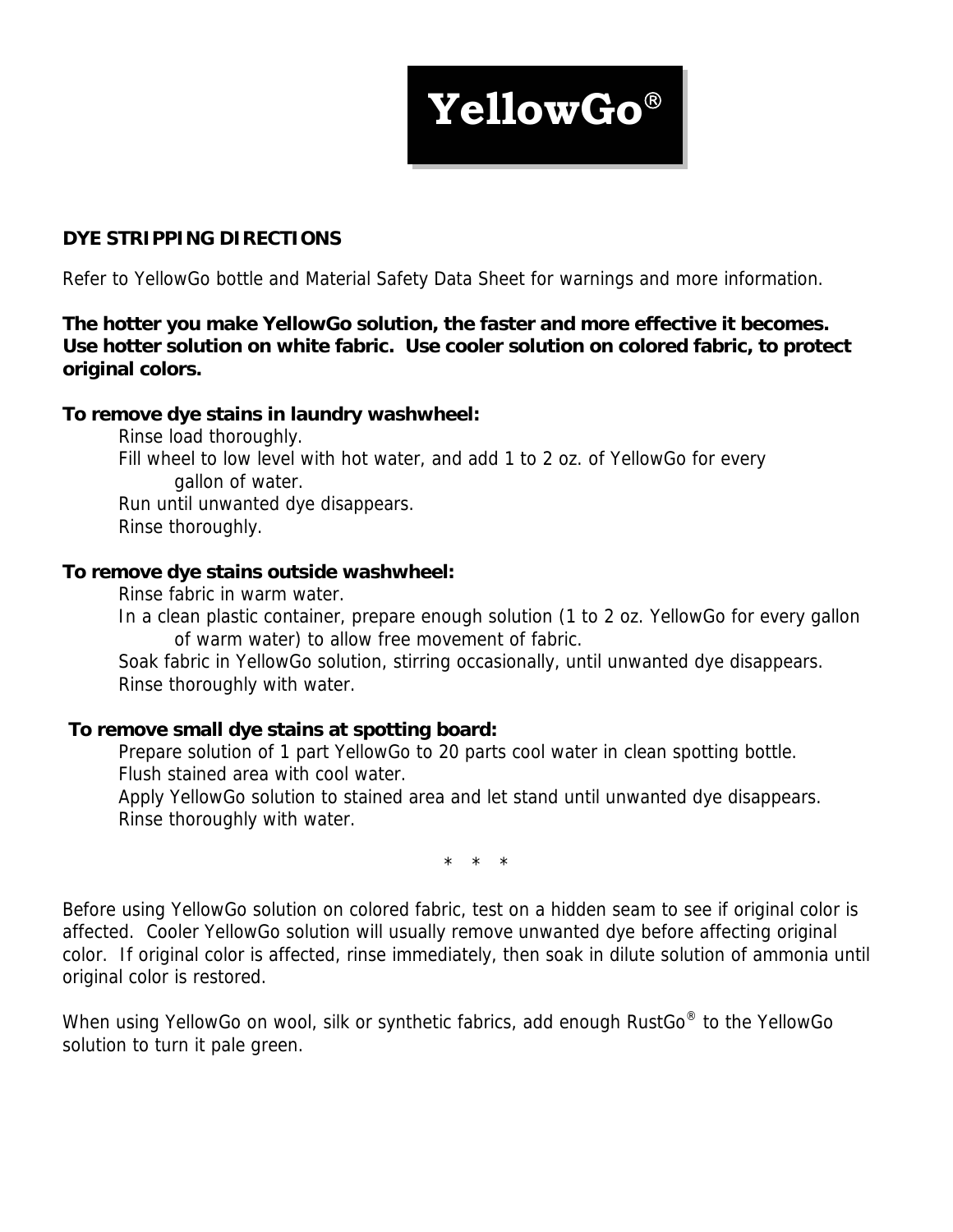# YellowGo®

**DYE STRIPPING DIRECTIONS**

Refer to YellowGo bottle and Material Safety Data Sheet for warnings and more information.

**The hotter you make YellowGo solution, the faster and more effective it becomes. Use hotter solution on white fabric. Use cooler solution on colored fabric, to protect original colors.**

**To remove dye stains in laundry washwheel:**

Rinse load thoroughly.
Fill wheel to low level with hot water, and add 1 to 2 oz. of YellowGo for every gallon of water.
Run until unwanted dye disappears.
Rinse thoroughly.

**To remove dye stains outside washwheel:**

Rinse fabric in warm water.
In a clean plastic container, prepare enough solution (1 to 2 oz. YellowGo for every gallon of warm water) to allow free movement of fabric.
Soak fabric in YellowGo solution, stirring occasionally, until unwanted dye disappears.
Rinse thoroughly with water.

**To remove small dye stains at spotting board:**

Prepare solution of 1 part YellowGo to 20 parts cool water in clean spotting bottle.
Flush stained area with cool water.
Apply YellowGo solution to stained area and let stand until unwanted dye disappears.
Rinse thoroughly with water.

\* \* \*

Before using YellowGo solution on colored fabric, test on a hidden seam to see if original color is affected. Cooler YellowGo solution will usually remove unwanted dye before affecting original color. If original color is affected, rinse immediately, then soak in dilute solution of ammonia until original color is restored.

When using YellowGo on wool, silk or synthetic fabrics, add enough RustGo® to the YellowGo solution to turn it pale green.